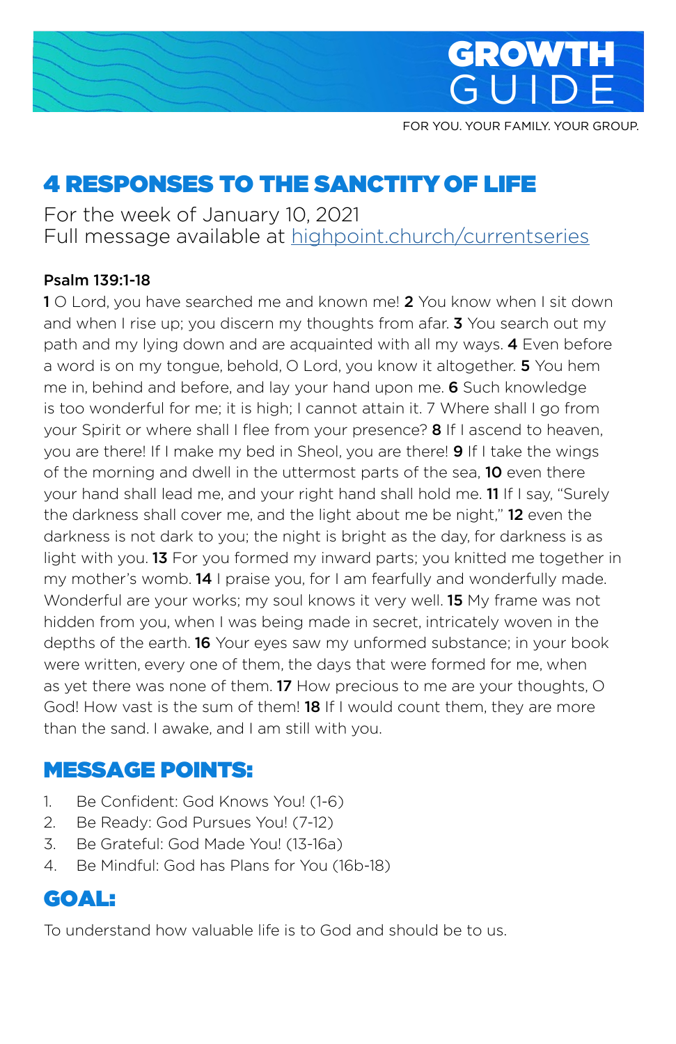# GROWTH GUIDE

FOR YOU. YOUR FAMILY. YOUR GROUP.

## 4 RESPONSES TO THE SANCTITY OF LIFE

For the week of January 10, 2021
Full message available at highpoint.church/currentseries

**Psalm 139:1-18**

**1** O Lord, you have searched me and known me! **2** You know when I sit down and when I rise up; you discern my thoughts from afar. **3** You search out my path and my lying down and are acquainted with all my ways. **4** Even before a word is on my tongue, behold, O Lord, you know it altogether. **5** You hem me in, behind and before, and lay your hand upon me. **6** Such knowledge is too wonderful for me; it is high; I cannot attain it. 7 Where shall I go from your Spirit or where shall I flee from your presence? **8** If I ascend to heaven, you are there! If I make my bed in Sheol, you are there! **9** If I take the wings of the morning and dwell in the uttermost parts of the sea, **10** even there your hand shall lead me, and your right hand shall hold me. **11** If I say, "Surely the darkness shall cover me, and the light about me be night," **12** even the darkness is not dark to you; the night is bright as the day, for darkness is as light with you. **13** For you formed my inward parts; you knitted me together in my mother's womb. **14** I praise you, for I am fearfully and wonderfully made. Wonderful are your works; my soul knows it very well. **15** My frame was not hidden from you, when I was being made in secret, intricately woven in the depths of the earth. **16** Your eyes saw my unformed substance; in your book were written, every one of them, the days that were formed for me, when as yet there was none of them. **17** How precious to me are your thoughts, O God! How vast is the sum of them! **18** If I would count them, they are more than the sand. I awake, and I am still with you.

## MESSAGE POINTS:

1. Be Confident: God Knows You! (1-6)
2. Be Ready: God Pursues You! (7-12)
3. Be Grateful: God Made You! (13-16a)
4. Be Mindful: God has Plans for You (16b-18)

## GOAL:

To understand how valuable life is to God and should be to us.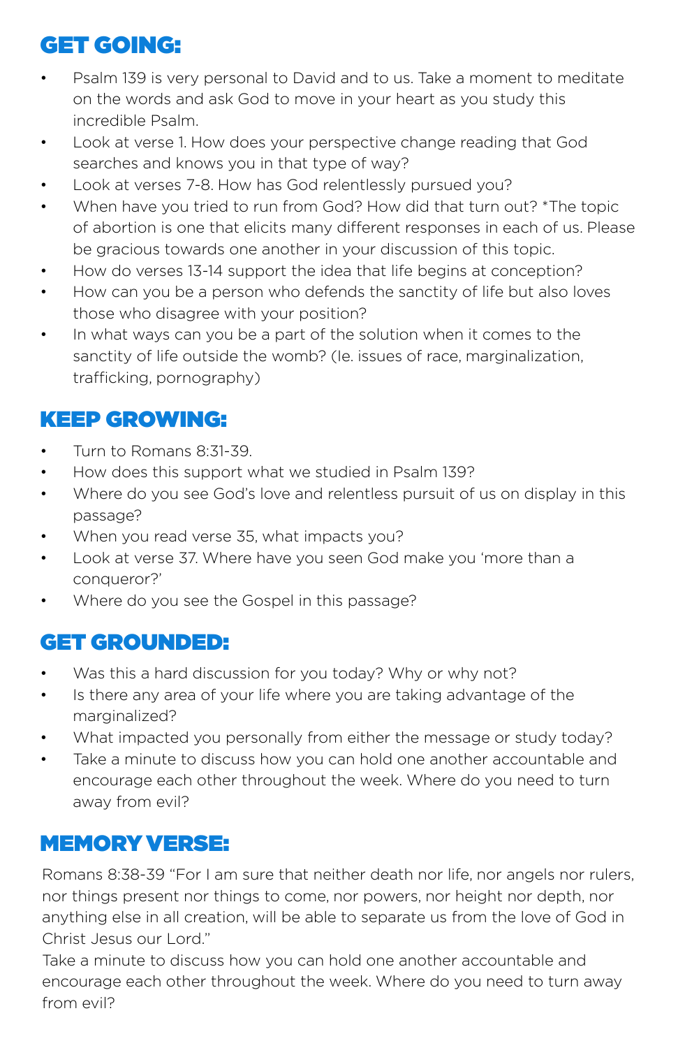## GET GOING:

- Psalm 139 is very personal to David and to us. Take a moment to meditate on the words and ask God to move in your heart as you study this incredible Psalm.
- Look at verse 1. How does your perspective change reading that God searches and knows you in that type of way?
- Look at verses 7-8. How has God relentlessly pursued you?
- When have you tried to run from God? How did that turn out? *The topic of abortion is one that elicits many different responses in each of us. Please be gracious towards one another in your discussion of this topic.
- How do verses 13-14 support the idea that life begins at conception?
- How can you be a person who defends the sanctity of life but also loves those who disagree with your position?
- In what ways can you be a part of the solution when it comes to the sanctity of life outside the womb? (Ie. issues of race, marginalization, trafficking, pornography)

## KEEP GROWING:

- Turn to Romans 8:31-39.
- How does this support what we studied in Psalm 139?
- Where do you see God's love and relentless pursuit of us on display in this passage?
- When you read verse 35, what impacts you?
- Look at verse 37. Where have you seen God make you 'more than a conqueror?'
- Where do you see the Gospel in this passage?

## GET GROUNDED:

- Was this a hard discussion for you today? Why or why not?
- Is there any area of your life where you are taking advantage of the marginalized?
- What impacted you personally from either the message or study today?
- Take a minute to discuss how you can hold one another accountable and encourage each other throughout the week. Where do you need to turn away from evil?

## MEMORY VERSE:

Romans 8:38-39 "For I am sure that neither death nor life, nor angels nor rulers, nor things present nor things to come, nor powers, nor height nor depth, nor anything else in all creation, will be able to separate us from the love of God in Christ Jesus our Lord."

Take a minute to discuss how you can hold one another accountable and encourage each other throughout the week. Where do you need to turn away from evil?